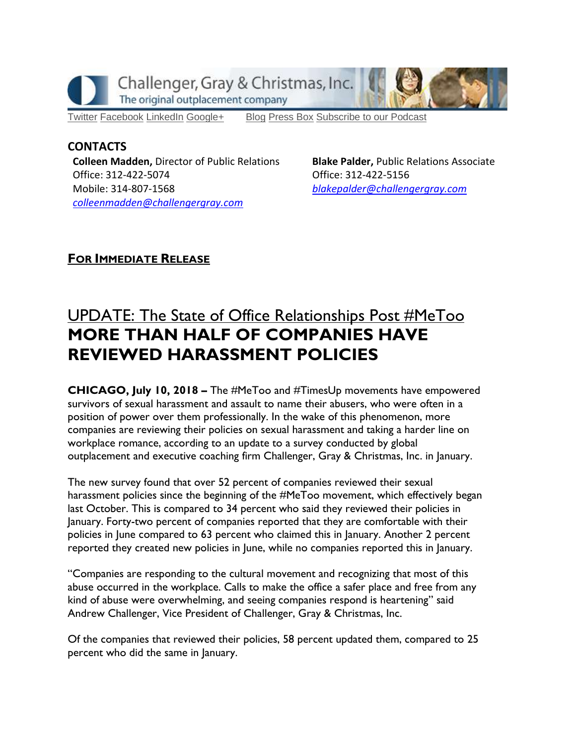Challenger, Gray & Christmas, Inc.
The original outplacement company

Twitter Facebook LinkedIn Google+ Blog Press Box Subscribe to our Podcast

**CONTACTS**

**Colleen Madden,** Director of Public Relations
Office: 312-422-5074
Mobile: 314-807-1568
*colleenmadden@challengergray.com*

**Blake Palder,** Public Relations Associate
Office: 312-422-5156
*blakepalder@challengergray.com*

**FOR IMMEDIATE RELEASE**

# UPDATE: The State of Office Relationships Post #MeToo
# MORE THAN HALF OF COMPANIES HAVE REVIEWED HARASSMENT POLICIES

**CHICAGO, July 10, 2018 –** The #MeToo and #TimesUp movements have empowered survivors of sexual harassment and assault to name their abusers, who were often in a position of power over them professionally. In the wake of this phenomenon, more companies are reviewing their policies on sexual harassment and taking a harder line on workplace romance, according to an update to a survey conducted by global outplacement and executive coaching firm Challenger, Gray & Christmas, Inc. in January.

The new survey found that over 52 percent of companies reviewed their sexual harassment policies since the beginning of the #MeToo movement, which effectively began last October. This is compared to 34 percent who said they reviewed their policies in January. Forty-two percent of companies reported that they are comfortable with their policies in June compared to 63 percent who claimed this in January. Another 2 percent reported they created new policies in June, while no companies reported this in January.

"Companies are responding to the cultural movement and recognizing that most of this abuse occurred in the workplace. Calls to make the office a safer place and free from any kind of abuse were overwhelming, and seeing companies respond is heartening" said Andrew Challenger, Vice President of Challenger, Gray & Christmas, Inc.

Of the companies that reviewed their policies, 58 percent updated them, compared to 25 percent who did the same in January.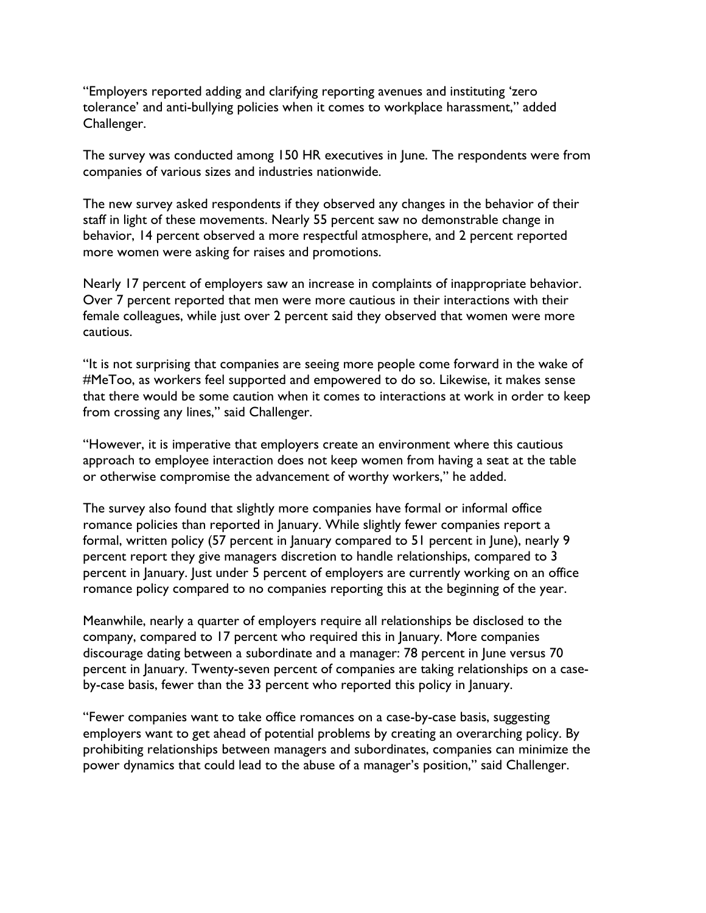"Employers reported adding and clarifying reporting avenues and instituting 'zero tolerance' and anti-bullying policies when it comes to workplace harassment," added Challenger.

The survey was conducted among 150 HR executives in June. The respondents were from companies of various sizes and industries nationwide.

The new survey asked respondents if they observed any changes in the behavior of their staff in light of these movements. Nearly 55 percent saw no demonstrable change in behavior, 14 percent observed a more respectful atmosphere, and 2 percent reported more women were asking for raises and promotions.

Nearly 17 percent of employers saw an increase in complaints of inappropriate behavior. Over 7 percent reported that men were more cautious in their interactions with their female colleagues, while just over 2 percent said they observed that women were more cautious.

"It is not surprising that companies are seeing more people come forward in the wake of #MeToo, as workers feel supported and empowered to do so. Likewise, it makes sense that there would be some caution when it comes to interactions at work in order to keep from crossing any lines," said Challenger.

"However, it is imperative that employers create an environment where this cautious approach to employee interaction does not keep women from having a seat at the table or otherwise compromise the advancement of worthy workers," he added.

The survey also found that slightly more companies have formal or informal office romance policies than reported in January. While slightly fewer companies report a formal, written policy (57 percent in January compared to 51 percent in June), nearly 9 percent report they give managers discretion to handle relationships, compared to 3 percent in January. Just under 5 percent of employers are currently working on an office romance policy compared to no companies reporting this at the beginning of the year.

Meanwhile, nearly a quarter of employers require all relationships be disclosed to the company, compared to 17 percent who required this in January. More companies discourage dating between a subordinate and a manager: 78 percent in June versus 70 percent in January. Twenty-seven percent of companies are taking relationships on a case-by-case basis, fewer than the 33 percent who reported this policy in January.

"Fewer companies want to take office romances on a case-by-case basis, suggesting employers want to get ahead of potential problems by creating an overarching policy. By prohibiting relationships between managers and subordinates, companies can minimize the power dynamics that could lead to the abuse of a manager's position," said Challenger.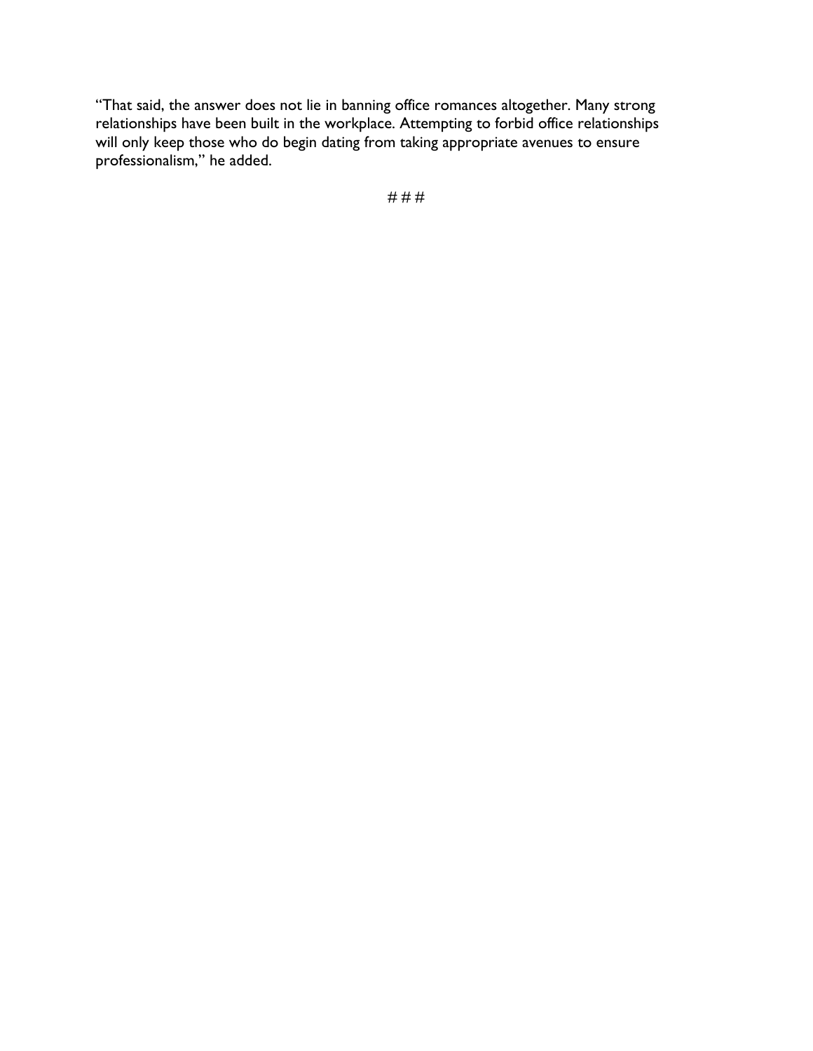"That said, the answer does not lie in banning office romances altogether. Many strong relationships have been built in the workplace. Attempting to forbid office relationships will only keep those who do begin dating from taking appropriate avenues to ensure professionalism," he added.

# # #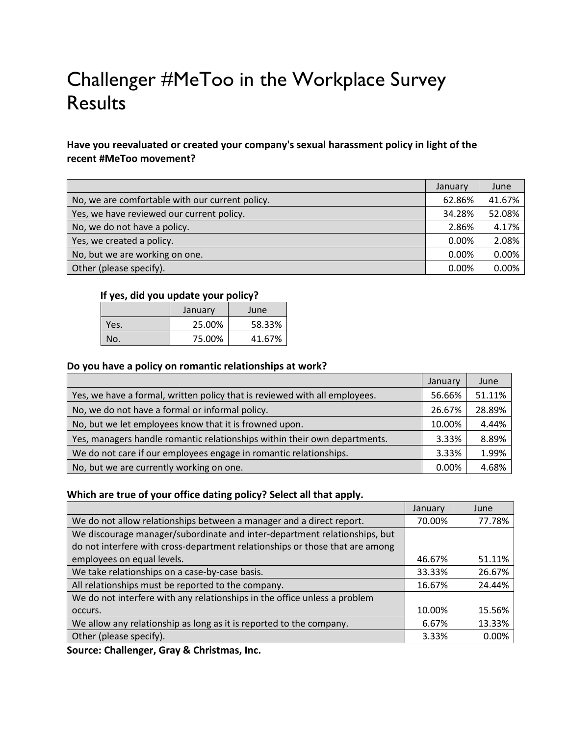# Challenger #MeToo in the Workplace Survey Results

**Have you reevaluated or created your company's sexual harassment policy in light of the recent #MeToo movement?**

| | January | June |
|---|---|---|
| No, we are comfortable with our current policy. | 62.86% | 41.67% |
| Yes, we have reviewed our current policy. | 34.28% | 52.08% |
| No, we do not have a policy. | 2.86% | 4.17% |
| Yes, we created a policy. | 0.00% | 2.08% |
| No, but we are working on one. | 0.00% | 0.00% |
| Other (please specify). | 0.00% | 0.00% |

**If yes, did you update your policy?**

| | January | June |
|---|---|---|
| Yes. | 25.00% | 58.33% |
| No. | 75.00% | 41.67% |

**Do you have a policy on romantic relationships at work?**

| | January | June |
|---|---|---|
| Yes, we have a formal, written policy that is reviewed with all employees. | 56.66% | 51.11% |
| No, we do not have a formal or informal policy. | 26.67% | 28.89% |
| No, but we let employees know that it is frowned upon. | 10.00% | 4.44% |
| Yes, managers handle romantic relationships within their own departments. | 3.33% | 8.89% |
| We do not care if our employees engage in romantic relationships. | 3.33% | 1.99% |
| No, but we are currently working on one. | 0.00% | 4.68% |

**Which are true of your office dating policy? Select all that apply.**

| | January | June |
|---|---|---|
| We do not allow relationships between a manager and a direct report. | 70.00% | 77.78% |
| We discourage manager/subordinate and inter-department relationships, but do not interfere with cross-department relationships or those that are among employees on equal levels. | 46.67% | 51.11% |
| We take relationships on a case-by-case basis. | 33.33% | 26.67% |
| All relationships must be reported to the company. | 16.67% | 24.44% |
| We do not interfere with any relationships in the office unless a problem occurs. | 10.00% | 15.56% |
| We allow any relationship as long as it is reported to the company. | 6.67% | 13.33% |
| Other (please specify). | 3.33% | 0.00% |

**Source: Challenger, Gray & Christmas, Inc.**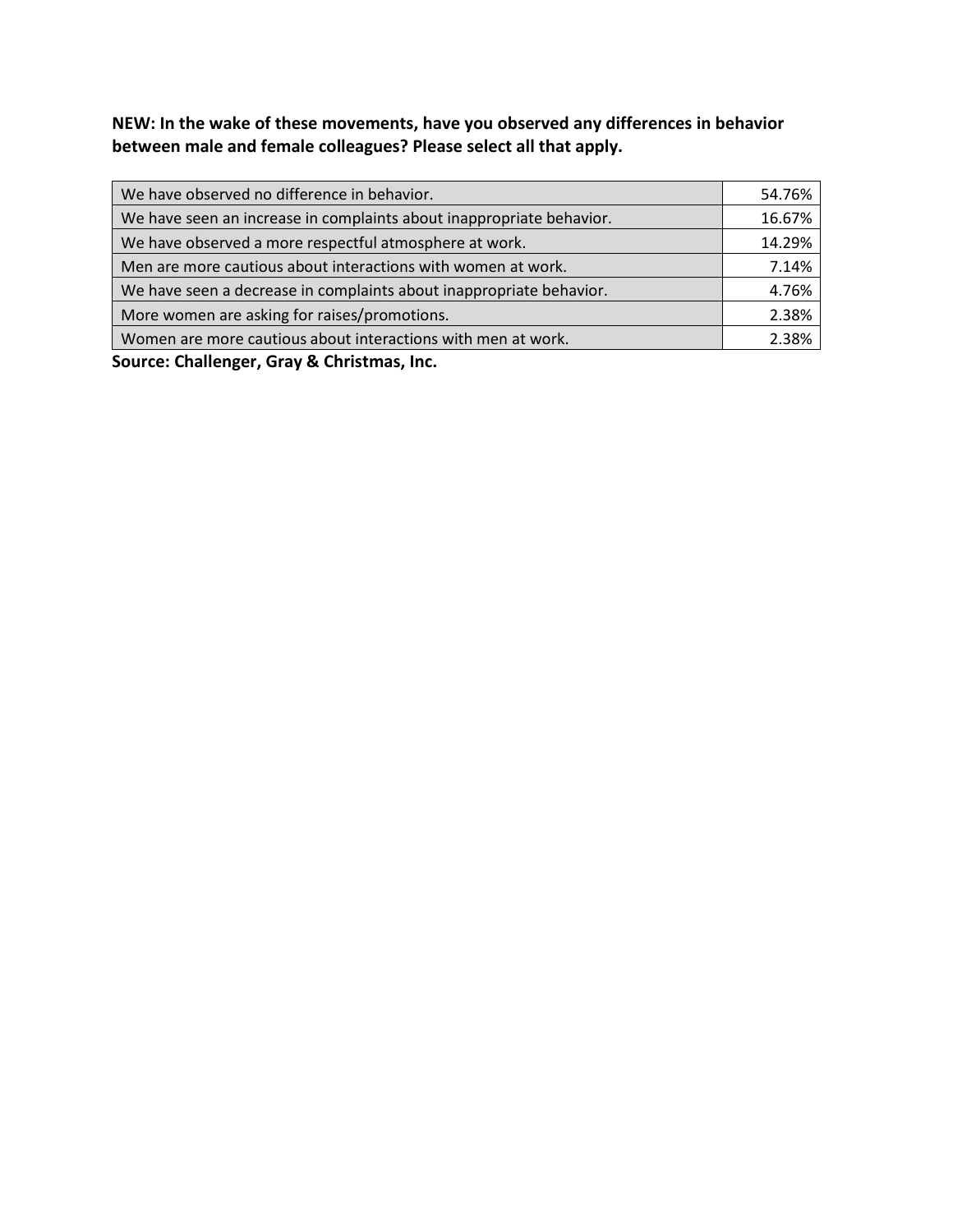**NEW: In the wake of these movements, have you observed any differences in behavior between male and female colleagues? Please select all that apply.**

| | |
|---|---|
| We have observed no difference in behavior. | 54.76% |
| We have seen an increase in complaints about inappropriate behavior. | 16.67% |
| We have observed a more respectful atmosphere at work. | 14.29% |
| Men are more cautious about interactions with women at work. | 7.14% |
| We have seen a decrease in complaints about inappropriate behavior. | 4.76% |
| More women are asking for raises/promotions. | 2.38% |
| Women are more cautious about interactions with men at work. | 2.38% |

**Source: Challenger, Gray & Christmas, Inc.**